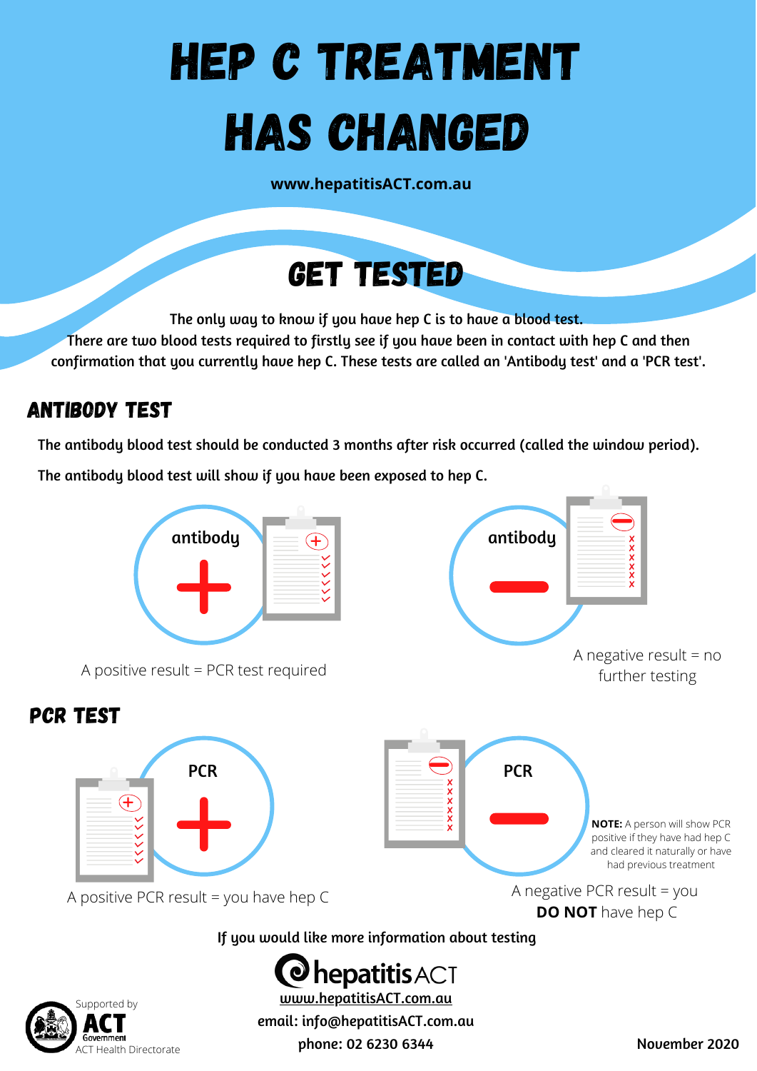# HEP C TREATMENT HAS CHANGED

**www.hepatitisACT.com.au**

## GET TESTED

The only way to know if you have hep C is to have a blood test.
There are two blood tests required to firstly see if you have been in contact with hep C and then confirmation that you currently have hep C. These tests are called an 'Antibody test' and a 'PCR test'.

### ANTIBODY TEST

The antibody blood test should be conducted 3 months after risk occurred (called the window period).

The antibody blood test will show if you have been exposed to hep C.

antibody +

A positive result = PCR test required

antibody −

A negative result = no further testing

### PCR TEST

PCR +

A positive PCR result = you have hep C

PCR −

**NOTE:** A person will show PCR positive if they have had hep C and cleared it naturally or have had previous treatment

A negative PCR result = you **DO NOT** have hep C

If you would like more information about testing

hepatitis ACT
www.hepatitisACT.com.au
email: info@hepatitisACT.com.au
phone: 02 6230 6344

Supported by ACT Government ACT Health Directorate

November 2020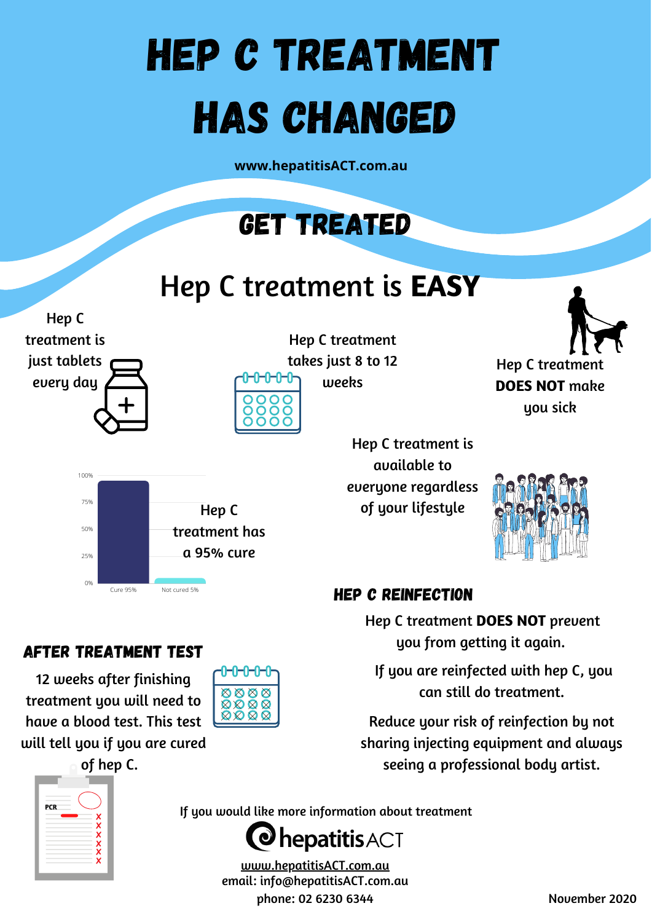# HEP C TREATMENT HAS CHANGED

www.hepatitisACT.com.au

## GET TREATED

## Hep C treatment is **EASY**

Hep C treatment is just tablets every day

Hep C treatment takes just 8 to 12 weeks

Hep C treatment **DOES NOT** make you sick

Hep C treatment is available to everyone regardless of your lifestyle

100%
75%
50%
25%
0%
Cure 95%
Not cured 5%

Hep C treatment has a 95% cure

### HEP C REINFECTION

Hep C treatment **DOES NOT** prevent you from getting it again.

If you are reinfected with hep C, you can still do treatment.

Reduce your risk of reinfection by not sharing injecting equipment and always seeing a professional body artist.

### AFTER TREATMENT TEST

12 weeks after finishing treatment you will need to have a blood test. This test will tell you if you are cured of hep C.

PCR

If you would like more information about treatment

hepatitis ACT

www.hepatitisACT.com.au
email: info@hepatitisACT.com.au
phone: 02 6230 6344

November 2020